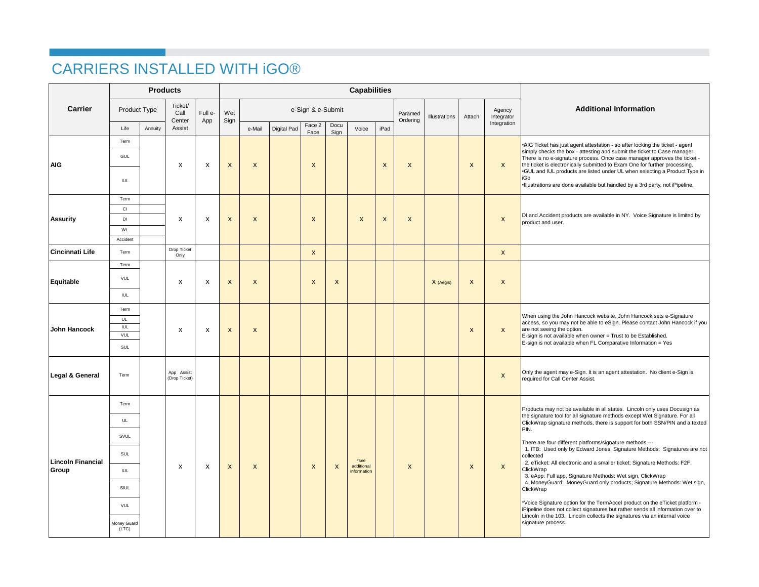# CARRIERS INSTALLED WITH iGO®

| Carrier | Products | | | | Capabilities | | | | | | | | | | | | Additional Information |
|---|---|---|---|---|---|---|---|---|---|---|---|---|---|---|---|---|---|
| | Product Type | | Ticket/ Call Center Assist | Full e-App | Wet Sign | e-Sign & e-Submit | | | | | | Paramed Ordering | Illustrations | Attach | Agency Integrator Integration | | |
| | Life | Annuity | | | | e-Mail | Digital Pad | Face 2 Face | Docu Sign | Voice | iPad | | | | | | |
| **AIG** | Term<br>GUL<br>IUL | | X | X | X | X | | X | | | X | X | | X | X | | •AIG Ticket has just agent attestation - so after locking the ticket - agent simply checks the box - attesting and submit the ticket to Case manager. There is no e-signature process. Once case manager approves the ticket - the ticket is electronically submitted to Exam One for further processing.<br>•GUL and IUL products are listed under UL when selecting a Product Type in iGo<br>•Illustrations are done available but handled by a 3rd party, not iPipeline. |
| **Assurity** | Term<br>CI<br>DI<br>WL<br>Accident | | X | X | X | X | | X | | X | X | X | | | X | | DI and Accident products are available in NY. Voice Signature is limited by product and user. |
| **Cincinnati Life** | Term | | Drop Ticket Only | | | | | X | | | | | | | X | | |
| **Equitable** | Term<br>VUL<br>IUL | | X | X | X | X | | X | X | | | | X (Aegis) | X | X | | |
| **John Hancock** | Term<br>UL<br>IUL<br>VUL<br>SUL | | X | X | X | X | | | | | | | | X | X | | When using the John Hancock website, John Hancock sets e-Signature access, so you may not be able to eSign. Please contact John Hancock if you are not seeing the option.<br>E-sign is not available when owner = Trust to be Established.<br>E-sign is not available when FL Comparative Information = Yes |
| **Legal & General** | Term | | App Assist (Drop Ticket) | | | | | | | | | | | | X | | Only the agent may e-Sign. It is an agent attestation. No client e-Sign is required for Call Center Assist. |
| **Lincoln Financial Group** | Term<br>UL<br>SVUL<br>SUL<br>IUL<br>SIUL<br>VUL<br>Money Guard (LTC) | | X | X | X | X | | X | X | *see additional information | | X | | X | X | | Products may not be available in all states. Lincoln only uses Docusign as the signature tool for all signature methods except Wet Signature. For all ClickWrap signature methods, there is support for both SSN/PIN and a texted PIN.<br>There are four different platforms/signature methods ---<br>1. ITB: Used only by Edward Jones; Signature Methods: Signatures are not collected<br>2. eTicket: All electronic and a smaller ticket; Signature Methods: F2F, ClickWrap<br>3. eApp: Full app, Signature Methods: Wet sign, ClickWrap<br>4. MoneyGuard: MoneyGuard only products; Signature Methods: Wet sign, ClickWrap<br>*Voice Signature option for the TermAccel product on the eTicket platform - iPipeline does not collect signatures but rather sends all information over to Lincoln in the 103. Lincoln collects the signatures via an internal voice signature process. |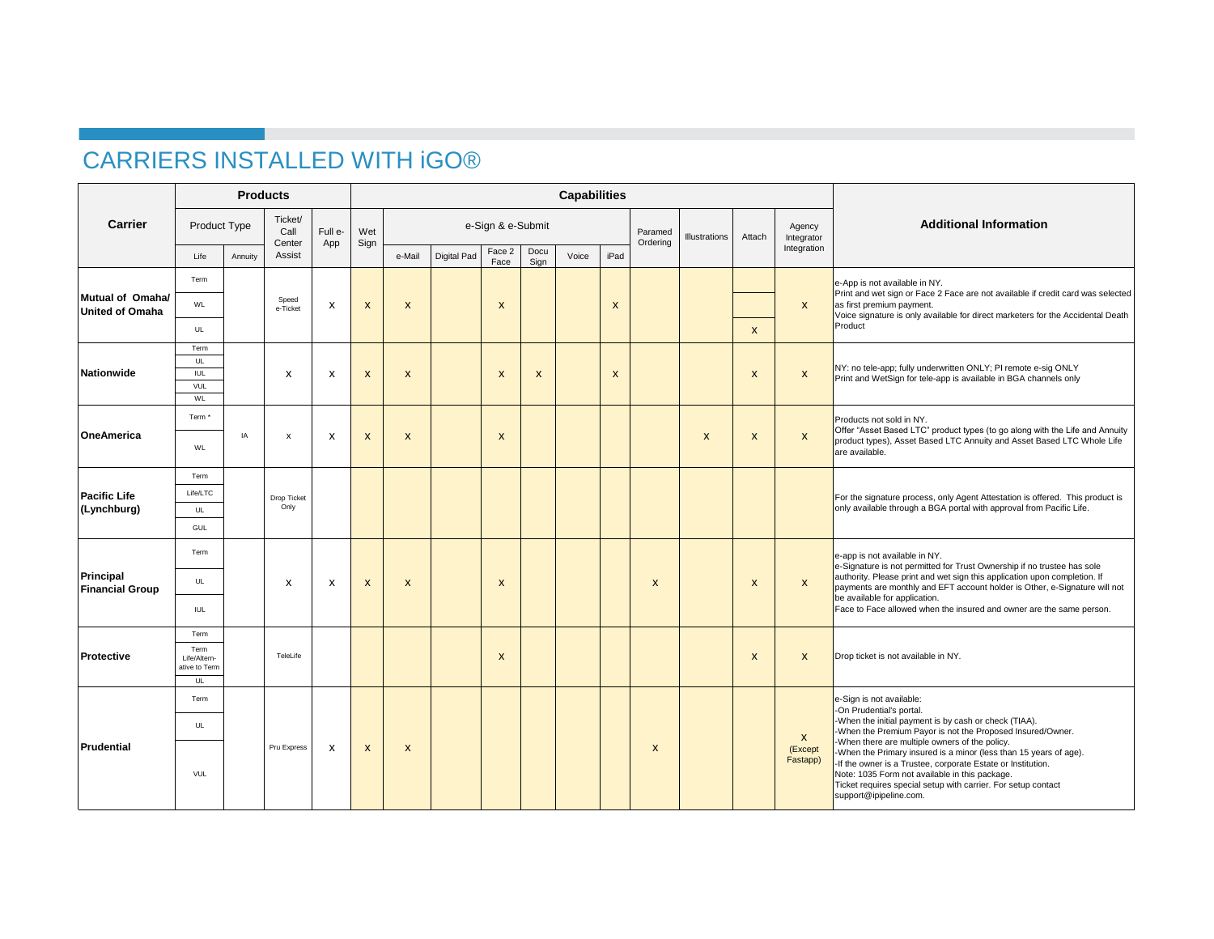# CARRIERS INSTALLED WITH iGO®

| Carrier | Products | | | | Capabilities | | | | | | | | | | | | Additional Information |
|---|---|---|---|---|---|---|---|---|---|---|---|---|---|---|---|---|---|
| | Product Type | | Ticket/ Call Center Assist | Full e-App | Wet Sign | e-Sign & e-Submit | | | | | | Paramed Ordering | Illustrations | Attach | Agency Integrator Integration | |
| | Life | Annuity | | | | e-Mail | Digital Pad | Face 2 Face | Docu Sign | Voice | iPad | | | | | |
| Mutual of Omaha/ United of Omaha | Term, WL, UL | | Speed e-Ticket | x | x | x | | x | | | x | | | x | x | e-App is not available in NY. Print and wet sign or Face 2 Face are not available if credit card was selected as first premium payment. Voice signature is only available for direct marketers for the Accidental Death Product |
| Nationwide | Term, UL, IUL, VUL, WL | | x | x | x | x | | x | x | | x | | | x | x | NY: no tele-app; fully underwritten ONLY; PI remote e-sig ONLY Print and WetSign for tele-app is available in BGA channels only |
| OneAmerica | Term *, WL | IA | x | x | x | x | | x | | | | | x | x | x | Products not sold in NY. Offer "Asset Based LTC" product types (to go along with the Life and Annuity product types), Asset Based LTC Annuity and Asset Based LTC Whole Life are available. |
| Pacific Life (Lynchburg) | Term, Life/LTC, UL, GUL | | Drop Ticket Only | | | | | | | | | | | | | For the signature process, only Agent Attestation is offered. This product is only available through a BGA portal with approval from Pacific Life. |
| Principal Financial Group | Term, UL, IUL | | x | x | x | x | | x | | | | x | | x | x | e-app is not available in NY. e-Signature is not permitted for Trust Ownership if no trustee has sole authority. Please print and wet sign this application upon completion. If payments are monthly and EFT account holder is Other, e-Signature will not be available for application. Face to Face allowed when the insured and owner are the same person. |
| Protective | Term, Term Life/Alternative to Term, UL | | TeleLife | | | | | x | | | | | | x | x | Drop ticket is not available in NY. |
| Prudential | Term, UL, VUL | | Pru Express | x | x | x | | | | | | x | | | x (Except Fastapp) | e-Sign is not available: -On Prudential's portal. -When the initial payment is by cash or check (TIAA). -When the Premium Payor is not the Proposed Insured/Owner. -When there are multiple owners of the policy. -When the Primary insured is a minor (less than 15 years of age). -If the owner is a Trustee, corporate Estate or Institution. Note: 1035 Form not available in this package. Ticket requires special setup with carrier. For setup contact support@ipipeline.com. |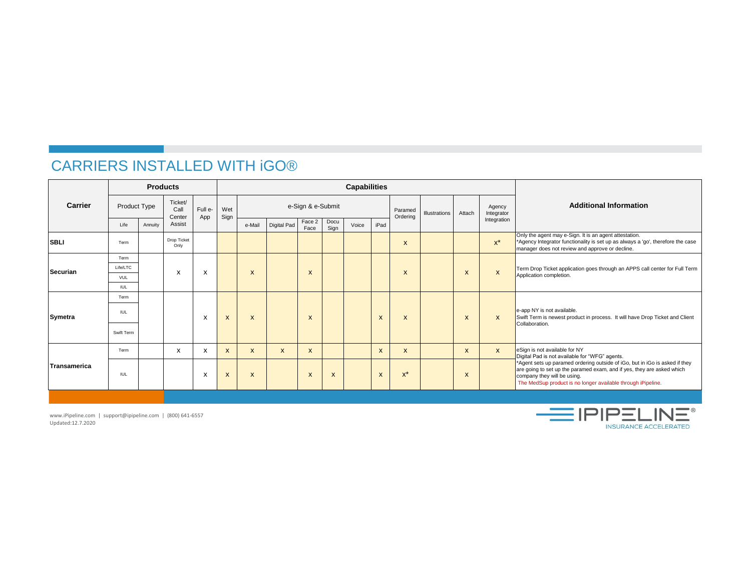# CARRIERS INSTALLED WITH iGO®

| Carrier | Products | | | | Capabilities | | | | | | | | | | | | Additional Information |
|---|---|---|---|---|---|---|---|---|---|---|---|---|---|---|---|---|---|
| | Product Type | | Ticket/ Call Center Assist | Full e-App | Wet Sign | e-Sign & e-Submit | | | | | | Paramed Ordering | Illustrations | Attach | Agency Integrator Integration | |
| | Life | Annuity | | | | e-Mail | Digital Pad | Face 2 Face | Docu Sign | Voice | iPad | | | | | |
| **SBLI** | Term | | Drop Ticket Only | | | | | | | | | x | | | x* | Only the agent may e-Sign. It is an agent attestation. *Agency Integrator functionality is set up as always a 'go', therefore the case manager does not review and approve or decline. |
| **Securian** | Term, Life/LTC, VUL, IUL | | x | x | | x | | x | | | | x | | x | x | Term Drop Ticket application goes through an APPS call center for Full Term Application completion. |
| **Symetra** | Term, IUL, Swift Term | | | x | x | x | | x | | | x | x | | x | x | e-app NY is not available. Swift Term is newest product in process. It will have Drop Ticket and Client Collaboration. |
| **Transamerica** | Term | | x | x | x | x | x | x | | | x | x | | x | x | eSign is not available for NY. Digital Pad is not available for "WFG" agents. *Agent sets up paramed ordering outside of iGo, but in iGo is asked if they are going to set up the paramed exam, and if yes, they are asked which company they will be using. The MedSup product is no longer available through iPipeline. |
| | IUL | | | x | x | x | | x | x | | x | x* | | x | | |

www.iPipeline.com | support@ipipeline.com | (800) 641-6557
Updated:12.7.2020

IPIPELINE® INSURANCE ACCELERATED